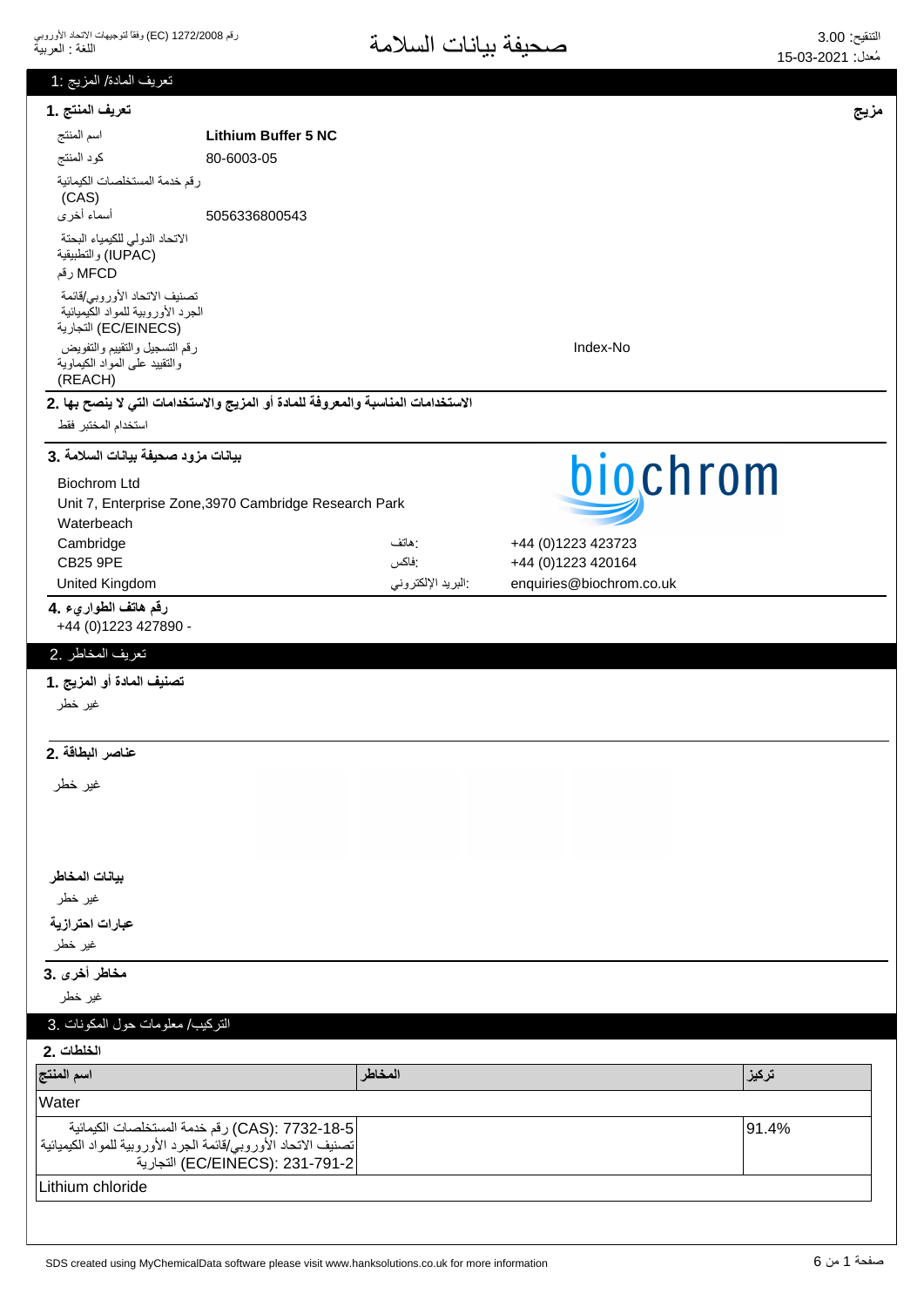رقم 1272/2008 (EC) وفقاً لتوجيهات الاتحاد الأوروبي
اللغة : العربية

# صحيفة بيانات السلامة

التنقيح: 3.00
مُعدل: 15-03-2021

## تعريف المادة/ المزيج :1

### تعريف المنتج .1

**مزيج**

| | |
|---|---|
| اسم المنتج | **Lithium Buffer 5 NC** |
| كود المنتج | 80-6003-05 |
| رقم خدمة المستخلصات الكيميائية (CAS) | |
| أسماء أخرى | 5056336800543 |
| الاتحاد الدولي للكيمياء البحتة والتطبيقية (IUPAC) | |
| رقم MFCD | |
| تصنيف الاتحاد الأوروبي/قائمة الجرد الأوروبية للمواد الكيميائية التجارية (EC/EINECS) | |
| رقم التسجيل والتقييم والتفويض والتقييد على المواد الكيماوية (REACH) | |

Index-No

### الاستخدامات المناسبة والمعروفة للمادة أو المزيج والاستخدامات التي لا ينصح بها .2

استخدام المختبر فقط

### بيانات مزود صحيفة بيانات السلامة .3

Biochrom Ltd
Unit 7, Enterprise Zone,3970 Cambridge Research Park
Waterbeach
Cambridge
CB25 9PE
United Kingdom

هاتف: +44 (0)1223 423723
فاكس: +44 (0)1223 420164
البريد الإلكتروني: enquiries@biochrom.co.uk

### رقم هاتف الطوارىء .4

+44 (0)1223 427890 -

## تعريف المخاطر .2

### تصنيف المادة أو المزيج .1

غير خطر

### عناصر البطاقة .2

غير خطر

**بيانات المخاطر**

غير خطر

**عبارات احترازية**

غير خطر

### مخاطر أخرى .3

غير خطر

## التركيب/ معلومات حول المكونات .3

### الخلطات .2

| اسم المنتج | المخاطر | تركيز |
|---|---|---|
| Water | | |
| رقم خدمة المستخلصات الكيميائية (CAS): 7732-18-5<br>تصنيف الاتحاد الأوروبي/قائمة الجرد الأوروبية للمواد الكيميائية التجارية (EC/EINECS): 231-791-2 | | 91.4% |
| Lithium chloride | | |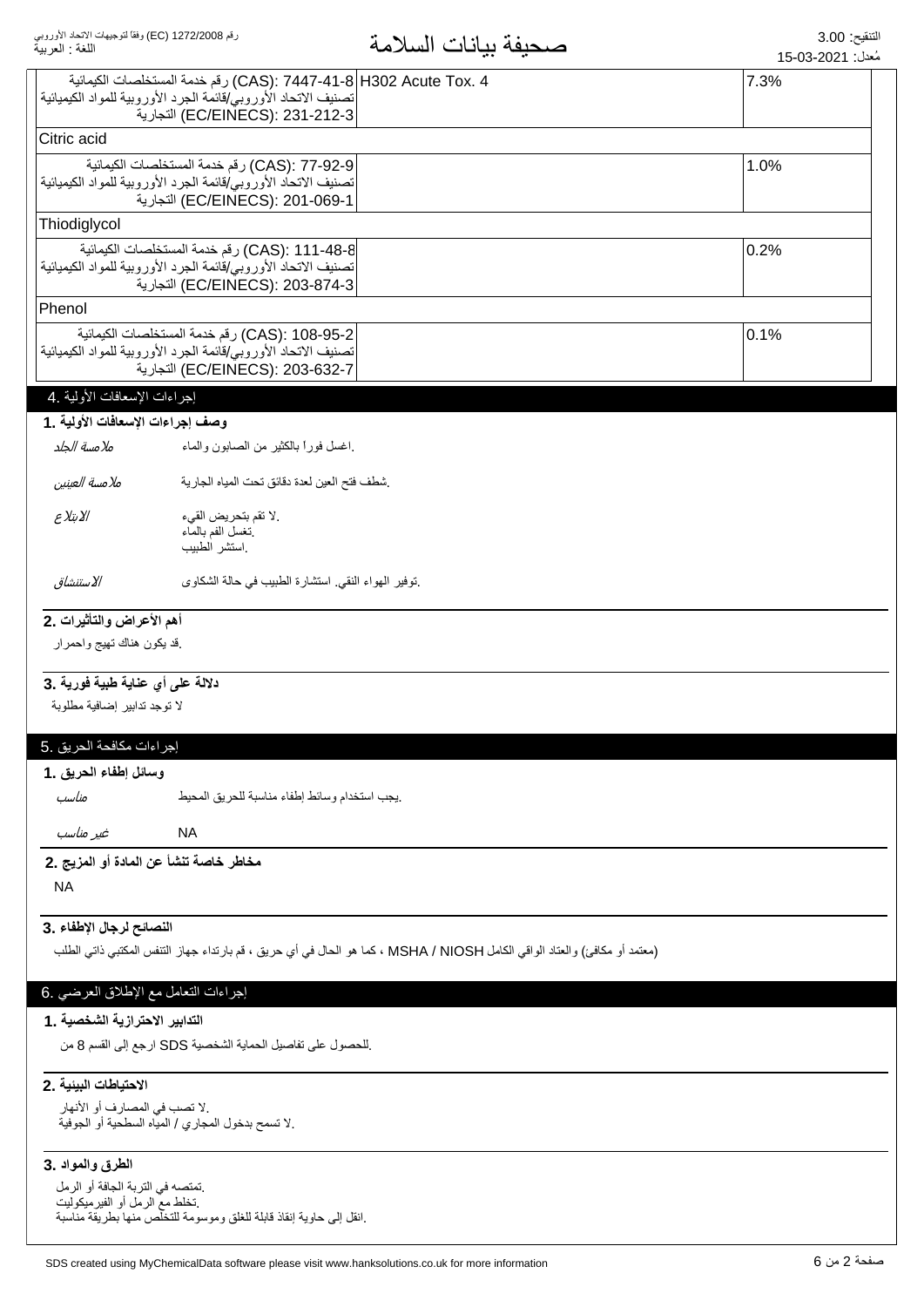| | | |
|---|---|---|
| (CAS): 7447-41-8 رقم خدمة المستخلصات الكيمائية<br>تصنيف الاتحاد الأوروبي/قائمة الجرد الأوروبية للمواد الكيميائية التجارية (EC/EINECS): 231-212-3 | H302 Acute Tox. 4 | 7.3% |
| Citric acid | | |
| (CAS): 77-92-9 رقم خدمة المستخلصات الكيمائية<br>تصنيف الاتحاد الأوروبي/قائمة الجرد الأوروبية للمواد الكيميائية التجارية (EC/EINECS): 201-069-1 | | 1.0% |
| Thiodiglycol | | |
| (CAS): 111-48-8 رقم خدمة المستخلصات الكيمائية<br>تصنيف الاتحاد الأوروبي/قائمة الجرد الأوروبية للمواد الكيميائية التجارية (EC/EINECS): 203-874-3 | | 0.2% |
| Phenol | | |
| (CAS): 108-95-2 رقم خدمة المستخلصات الكيمائية<br>تصنيف الاتحاد الأوروبي/قائمة الجرد الأوروبية للمواد الكيميائية التجارية (EC/EINECS): 203-632-7 | | 0.1% |

## 4. إجراءات الإسعافات الأولية

### 1. وصف إجراءات الإسعافات الأولية

*ملامسة الجلد* — اغسل فوراً بالكثير من الصابون والماء.

*ملامسة العينين* — شطف فتح العين لعدة دقائق تحت المياه الجارية.

*الابتلاع* — لا تقم بتحريض القيء.
تغسل الفم بالماء.
استشر الطبيب.

*الاستنشاق* — توفير الهواء النقي. استشارة الطبيب في حالة الشكاوى.

### 2. أهم الأعراض والتأثيرات

قد يكون هناك تهيج واحمرار.

### 3. دلالة على أي عناية طبية فورية

لا توجد تدابير إضافية مطلوبة

## 5. إجراءات مكافحة الحريق

### 1. وسائل إطفاء الحريق

*مناسب* — يجب استخدام وسائط إطفاء مناسبة للحريق المحيط.

*غير مناسب* — NA

### 2. مخاطر خاصة تنشأ عن المادة أو المزيج

NA

### 3. النصائح لرجال الإطفاء

كما هو الحال في أي حريق ، قم بارتداء جهاز التنفس المكتبي ذاتي الطلب MSHA / NIOSH (معتمد أو مكافئ) والعتاد الواقي الكامل.

## 6. إجراءات التعامل مع الإطلاق العرضي

### 1. التدابير الاحترازية الشخصية

للحصول على تفاصيل الحماية الشخصية SDS ارجع إلى القسم 8 من.

### 2. الاحتياطات البيئية

لا تصب في المصارف أو الأنهار.
لا تسمح بدخول المجاري / المياه السطحية أو الجوفية.

### 3. الطرق والمواد

تمتصه في التربة الجافة أو الرمل.
تخلط مع الرمل أو الفيرميكوليت.
انقل إلى حاوية إنقاذ قابلة للغلق وموسومة للتخلص منها بطريقة مناسبة.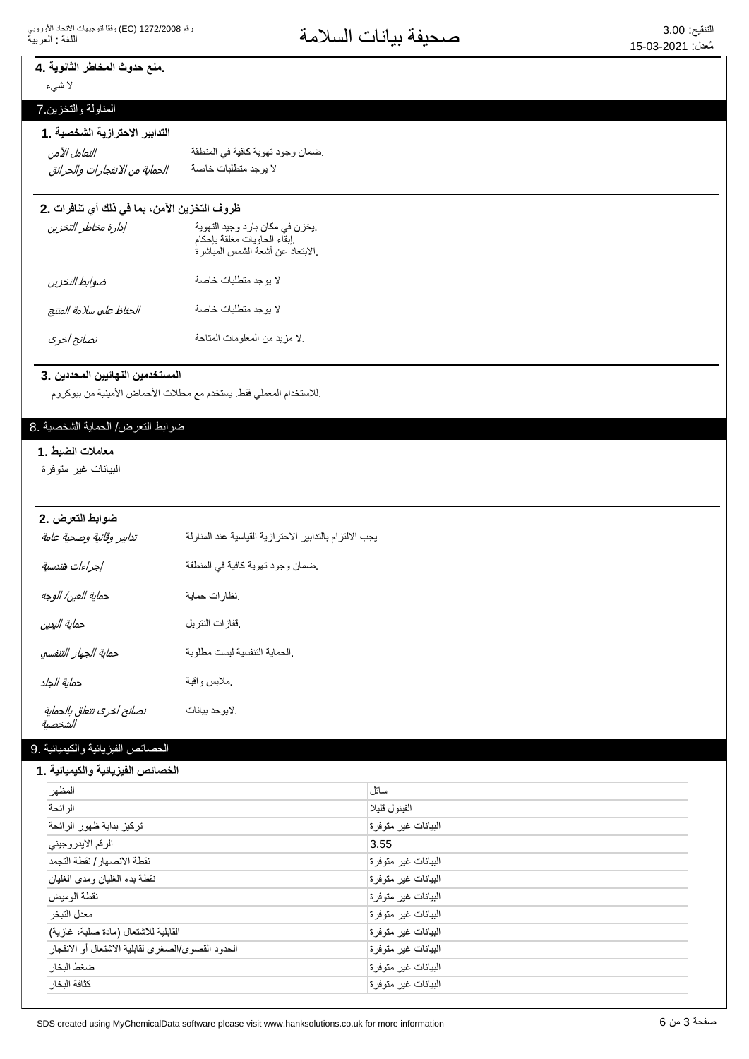### 4. منع حدوث المخاطر الثانوية.

لا شيء

## 7. المناولة والتخزين

### 1. التدابير الاحترازية الشخصية

| | |
|---|---|
| *التعامل الآمن* | ضمان وجود تهوية كافية في المنطقة. |
| *الحماية من الانفجارات والحرائق* | لا يوجد متطلبات خاصة |

### 2. ظروف التخزين الآمن، بما في ذلك أي تنافرات

| | |
|---|---|
| *إدارة مخاطر التخزين* | يخزن في مكان بارد وجيد التهوية. إبقاء الحاويات مغلقة بإحكام. الابتعاد عن أشعة الشمس المباشرة. |
| *ضوابط التخزين* | لا يوجد متطلبات خاصة |
| *الحفاظ على سلامة المنتج* | لا يوجد متطلبات خاصة |
| *نصائح أخرى* | لا مزيد من المعلومات المتاحة. |

### 3. المستخدمين النهائيين المحددين

للاستخدام المعملي فقط. يستخدم مع محللات الأحماض الأمينية من بيوكروم.

## 8. ضوابط التعرض/ الحماية الشخصية

### 1. معاملات الضبط

البيانات غير متوفرة

### 2. ضوابط التعرض

| | |
|---|---|
| *تدابير وقائية وصحية عامة* | يجب الالتزام بالتدابير الاحترازية القياسية عند المناولة |
| *إجراءات هندسية* | ضمان وجود تهوية كافية في المنطقة. |
| *حماية العين/ الوجه* | نظارات حماية. |
| *حماية اليدين* | قفازات النتريل. |
| *حماية الجهاز التنفسي* | الحماية التنفسية ليست مطلوبة. |
| *حماية الجلد* | ملابس واقية. |
| *نصائح أخرى تتعلق بالحماية الشخصية* | لايوجد بيانات. |

## 9. الخصائص الفيزيائية والكيميائية

### 1. الخصائص الفيزيائية والكيميائية

| | |
|---|---|
| المظهر | سائل |
| الرائحة | الفينول قليلا |
| تركيز بداية ظهور الرائحة | البيانات غير متوفرة |
| الرقم الايدروجيني | 3.55 |
| نقطة الانصهار/ نقطة التجمد | البيانات غير متوفرة |
| نقطة بدء الغليان ومدى الغليان | البيانات غير متوفرة |
| نقطة الوميض | البيانات غير متوفرة |
| معدل التبخر | البيانات غير متوفرة |
| القابلية للاشتعال (مادة صلبة، غازية) | البيانات غير متوفرة |
| الحدود القصوى/الصغرى لقابلية الاشتعال أو الانفجار | البيانات غير متوفرة |
| ضغط البخار | البيانات غير متوفرة |
| كثافة البخار | البيانات غير متوفرة |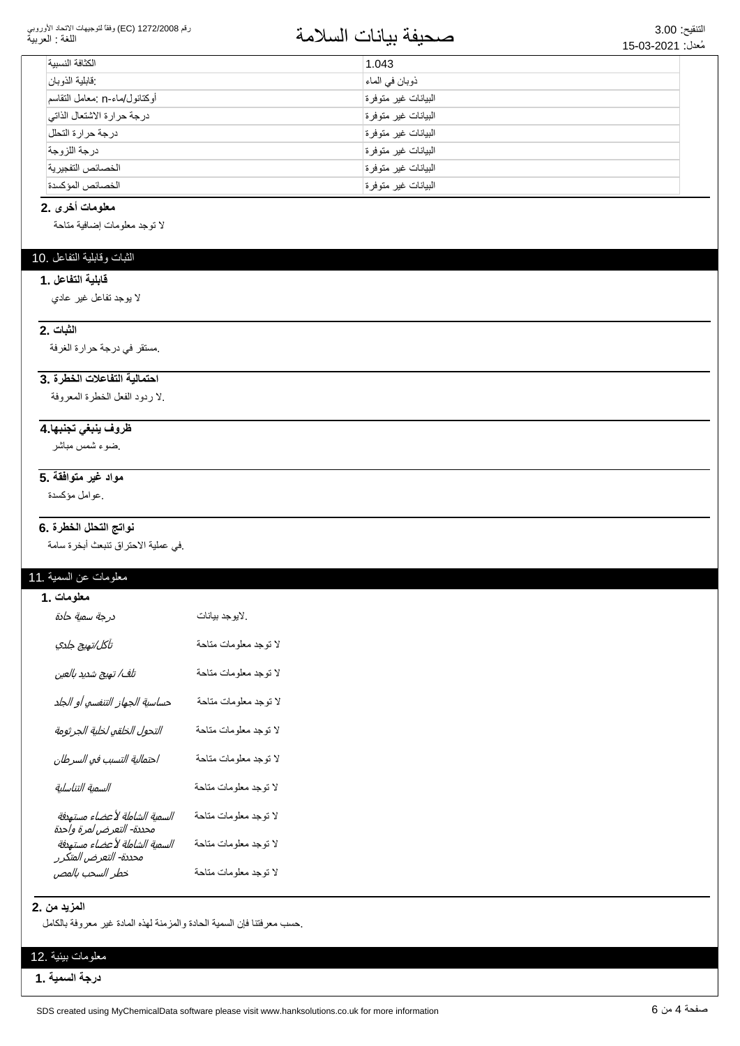| الكثافة النسبية | 1.043 |
|---|---|
| :قابلية الذوبان | ذوبان في الماء |
| أوكتانول/ماء-n :معامل التقاسم | البيانات غير متوفرة |
| درجة حرارة الاشتعال الذاتي | البيانات غير متوفرة |
| درجة حرارة التحلل | البيانات غير متوفرة |
| درجة اللزوجة | البيانات غير متوفرة |
| الخصائص التفجيرية | البيانات غير متوفرة |
| الخصائص المؤكسدة | البيانات غير متوفرة |

**معلومات أخرى .2**

لا توجد معلومات إضافية متاحة

## الثبات وقابلية التفاعل .10

**قابلية التفاعل .1**

لا يوجد تفاعل غير عادي

**الثبات .2**

.مستقر في درجة حرارة الغرفة

**احتمالية التفاعلات الخطرة .3**

.لا ردود الفعل الخطرة المعروفة

**ظروف ينبغي تجنبها.4**

.ضوء شمس مباشر

**مواد غير متوافقة .5**

.عوامل مؤكسدة

**نواتج التحلل الخطرة .6**

.في عملية الاحتراق تنبعث أبخرة سامة

## معلومات عن السمية .11

**معلومات .1**

| | |
|---|---|
| *درجة سمية حادة* | .لايوجد بيانات |
| *تآكل/تهيج جلدي* | لا توجد معلومات متاحة |
| *تلف/ تهيج شديد بالعين* | لا توجد معلومات متاحة |
| *حساسية الجهاز التنفسي أو الجلد* | لا توجد معلومات متاحة |
| *التحول الخلقي لخلية الجرثومة* | لا توجد معلومات متاحة |
| *احتمالية التسبب في السرطان* | لا توجد معلومات متاحة |
| *السمية التناسلية* | لا توجد معلومات متاحة |
| *السمية الشاملة لأعضاء مستهدفة محددة- التعرض لمرة واحدة* | لا توجد معلومات متاحة |
| *السمية الشاملة لأعضاء مستهدفة محددة- التعرض المتكرر* | لا توجد معلومات متاحة |
| *خطر السحب بالمص* | لا توجد معلومات متاحة |

**المزيد من .2**

.حسب معرفتنا فإن السمية الحادة والمزمنة لهذه المادة غير معروفة بالكامل

## معلومات بيئية .12

**درجة السمية .1**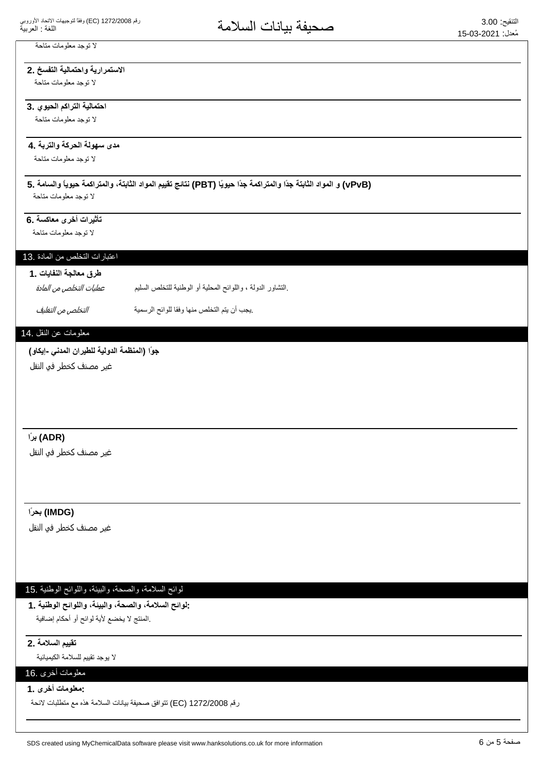لا توجد معلومات متاحة

**2. الاستمرارية واحتمالية التفسخ**

لا توجد معلومات متاحة

**3. احتمالية التراكم الحيوي**

لا توجد معلومات متاحة

**4. مدى سهولة الحركة والتربة**

لا توجد معلومات متاحة

**5. نتائج تقييم المواد الثابتة، والمتراكمة حيوياً والسامة (PBT) والمواد الثابتة جدًا والمتراكمة جدًا حيويًا (vPvB)**

لا توجد معلومات متاحة

**6. تأثيرات أخرى معاكسة**

لا توجد معلومات متاحة

## 13. اعتبارات التخلص من المادة

**1. طرق معالجة النفايات**

| | |
|---|---|
| *عمليات التخلص من المادة* | التشاور الدولة ، واللوائح المحلية أو الوطنية للتخلص السليم. |
| *التخلص من التغليف* | يجب أن يتم التخلص منها وفقا للوائح الرسمية. |

## 14. معلومات عن النقل

**جوًا (المنظمة الدولية للطيران المدني -إيكاو)**

غير مصنف كخطر في النقل

**برًا (ADR)**

غير مصنف كخطر في النقل

**بحرًا (IMDG)**

غير مصنف كخطر في النقل

## 15. لوائح السلامة، والصحة، والبيئة، واللوائح الوطنية

**1. لوائح السلامة، والصحة، والبيئة، واللوائح الوطنية:**

المنتج لا يخضع لأية لوائح أو أحكام إضافية.

**2. تقييم السلامة**

لا يوجد تقييم للسلامة الكيميائية

## 16. معلومات أخرى

**1. معلومات أخرى:**

تتوافق صحيفة بيانات السلامة هذه مع متطلبات لائحة (EC) رقم 1272/2008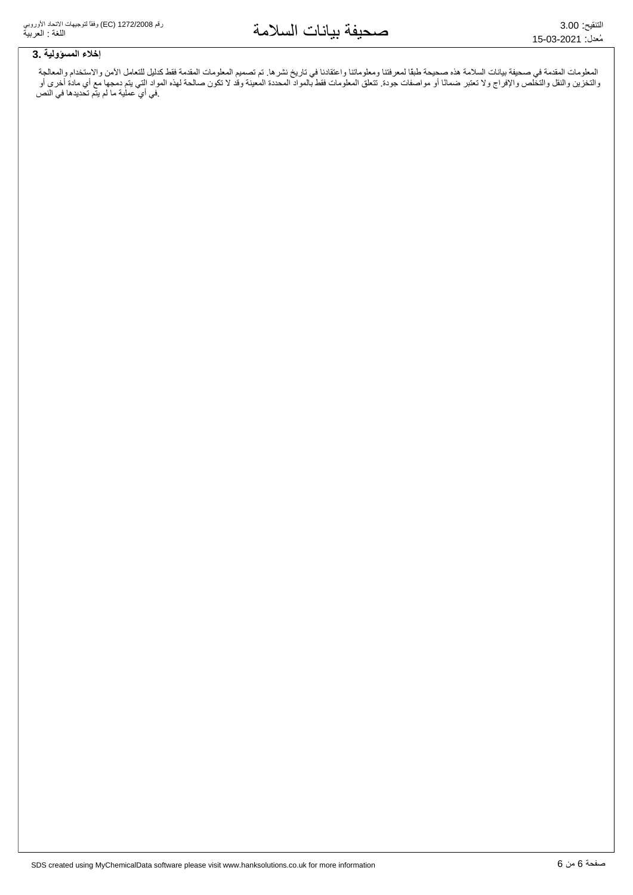## 3. إخلاء المسؤولية

المعلومات المقدمة في صحيفة بيانات السلامة هذه صحيحة طبقا لمعرفتنا ومعلوماتنا واعتقادنا في تاريخ نشرها. تم تصميم المعلومات المقدمة فقط كدليل للتعامل الآمن والاستخدام والمعالجة والتخزين والنقل والتخلص والإفراج ولا تعتبر ضمانًا أو مواصفات جودة. تتعلق المعلومات فقط بالمواد المحددة المعينة وقد لا تكون صالحة لهذه المواد التي يتم دمجها مع أي مادة أخرى أو في أي عملية ما لم يتم تحديدها في النص.